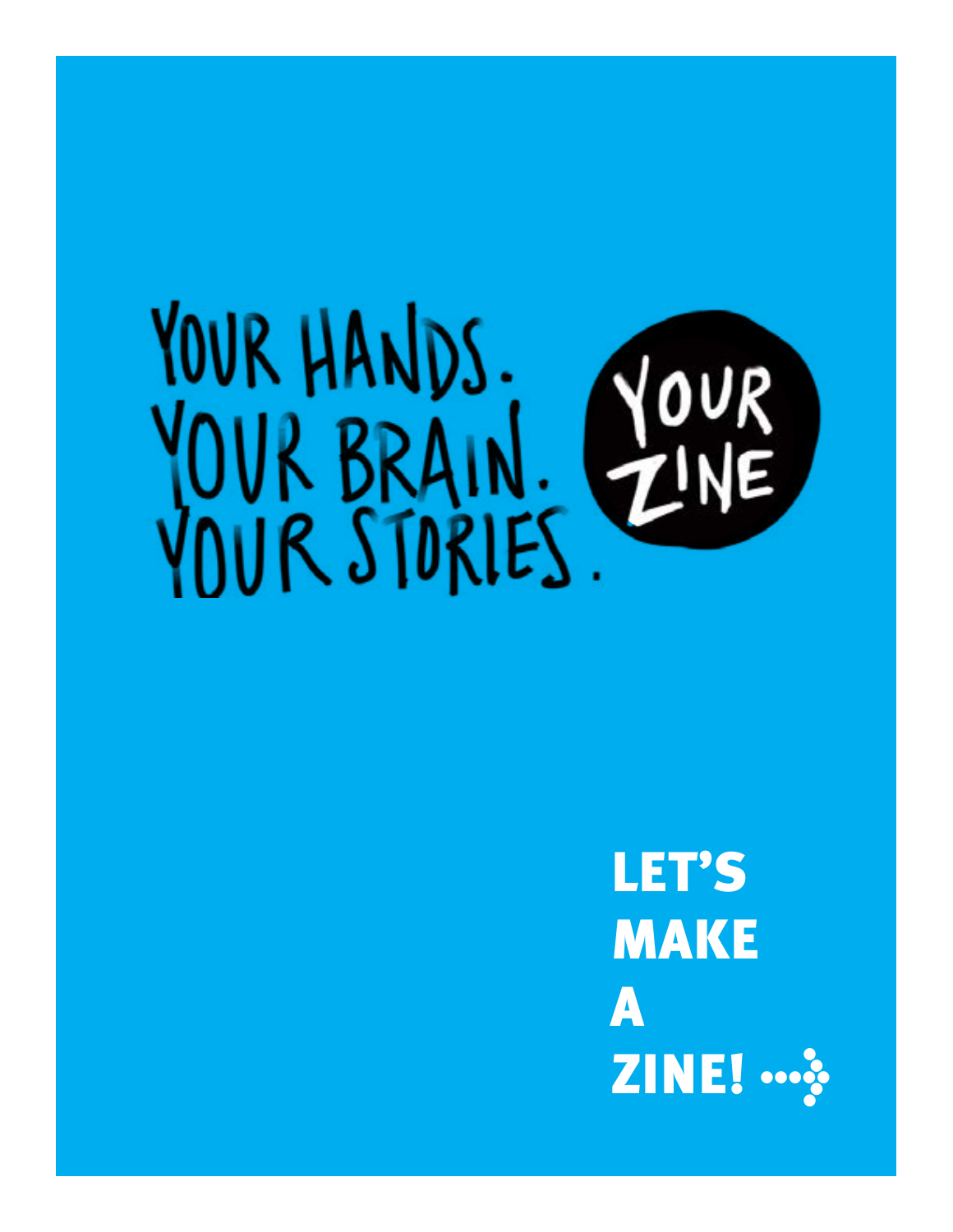# YOUR HANDS. YOUR BRAIN. YOUR STORIES.

**YOUR ZINE**

## LET'S MAKE A ZINE!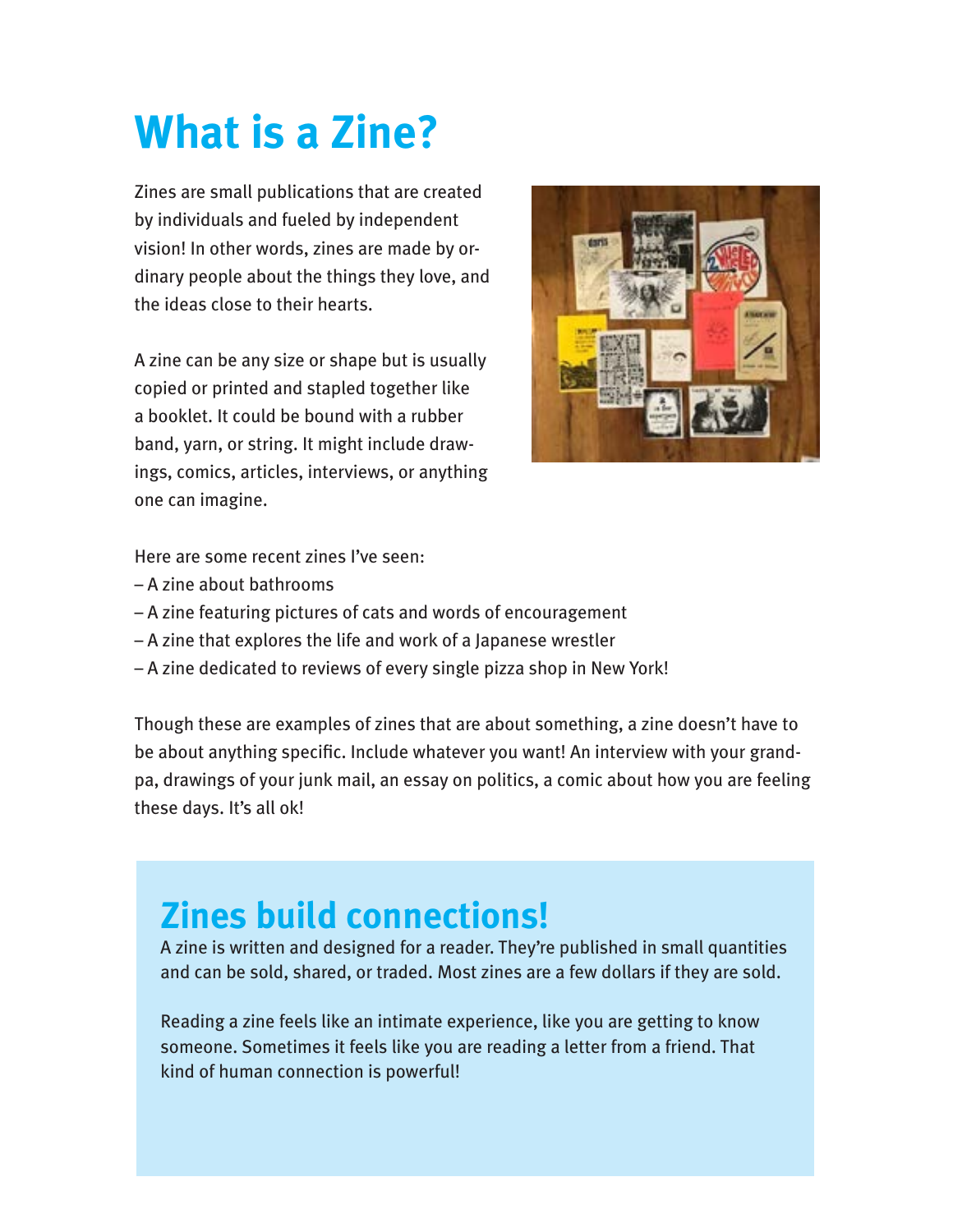# What is a Zine?

Zines are small publications that are created by individuals and fueled by independent vision! In other words, zines are made by ordinary people about the things they love, and the ideas close to their hearts.

A zine can be any size or shape but is usually copied or printed and stapled together like a booklet. It could be bound with a rubber band, yarn, or string. It might include drawings, comics, articles, interviews, or anything one can imagine.

Here are some recent zines I've seen:

– A zine about bathrooms
– A zine featuring pictures of cats and words of encouragement
– A zine that explores the life and work of a Japanese wrestler
– A zine dedicated to reviews of every single pizza shop in New York!

Though these are examples of zines that are about something, a zine doesn't have to be about anything specific. Include whatever you want! An interview with your grandpa, drawings of your junk mail, an essay on politics, a comic about how you are feeling these days. It's all ok!

## Zines build connections!

A zine is written and designed for a reader. They're published in small quantities and can be sold, shared, or traded. Most zines are a few dollars if they are sold.

Reading a zine feels like an intimate experience, like you are getting to know someone. Sometimes it feels like you are reading a letter from a friend. That kind of human connection is powerful!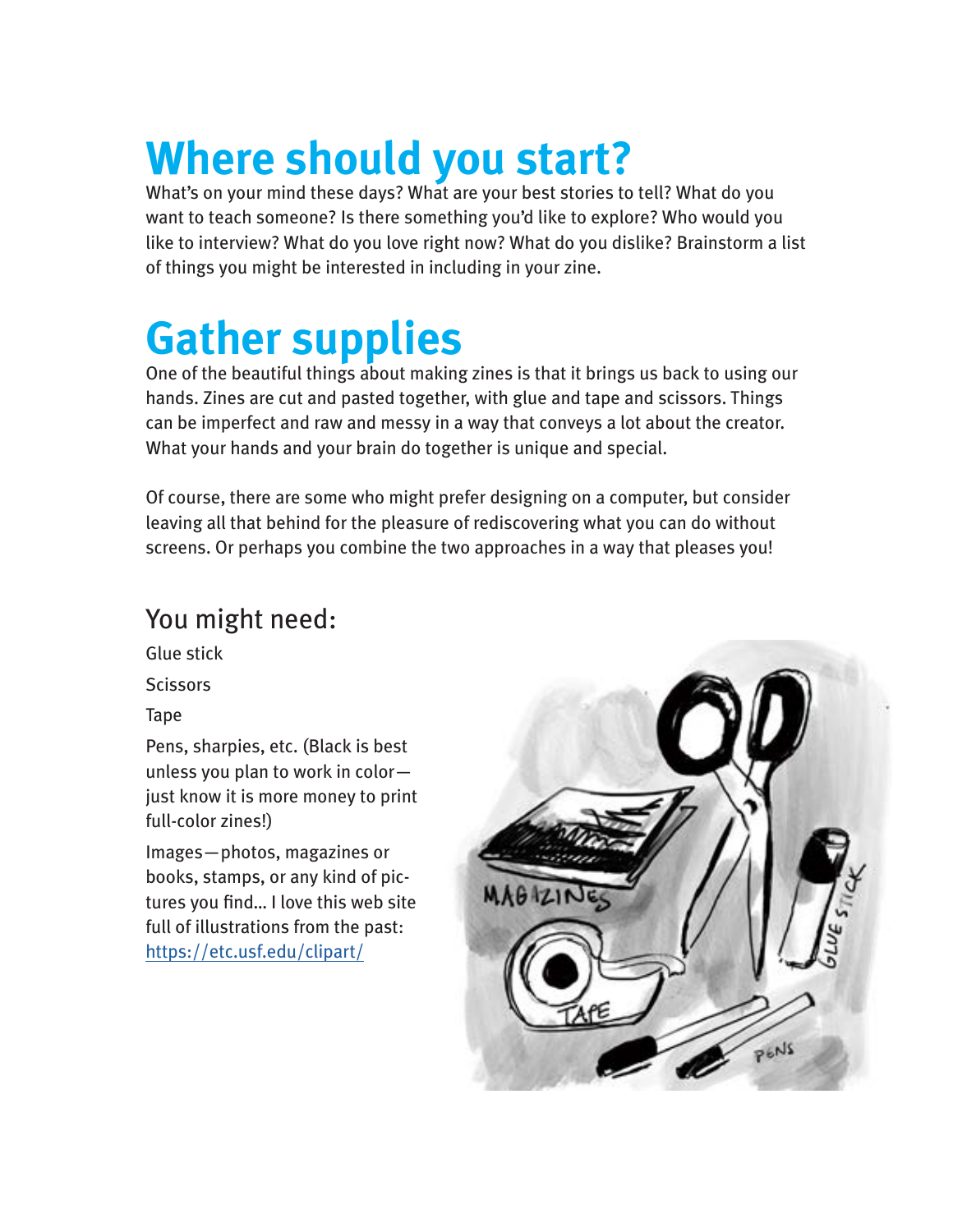# Where should you start?

What's on your mind these days? What are your best stories to tell? What do you want to teach someone? Is there something you'd like to explore? Who would you like to interview? What do you love right now? What do you dislike? Brainstorm a list of things you might be interested in including in your zine.

# Gather supplies

One of the beautiful things about making zines is that it brings us back to using our hands. Zines are cut and pasted together, with glue and tape and scissors. Things can be imperfect and raw and messy in a way that conveys a lot about the creator. What your hands and your brain do together is unique and special.

Of course, there are some who might prefer designing on a computer, but consider leaving all that behind for the pleasure of rediscovering what you can do without screens. Or perhaps you combine the two approaches in a way that pleases you!

## You might need:

Glue stick

Scissors

Tape

Pens, sharpies, etc. (Black is best unless you plan to work in color—just know it is more money to print full-color zines!)

Images—photos, magazines or books, stamps, or any kind of pictures you find... I love this web site full of illustrations from the past: https://etc.usf.edu/clipart/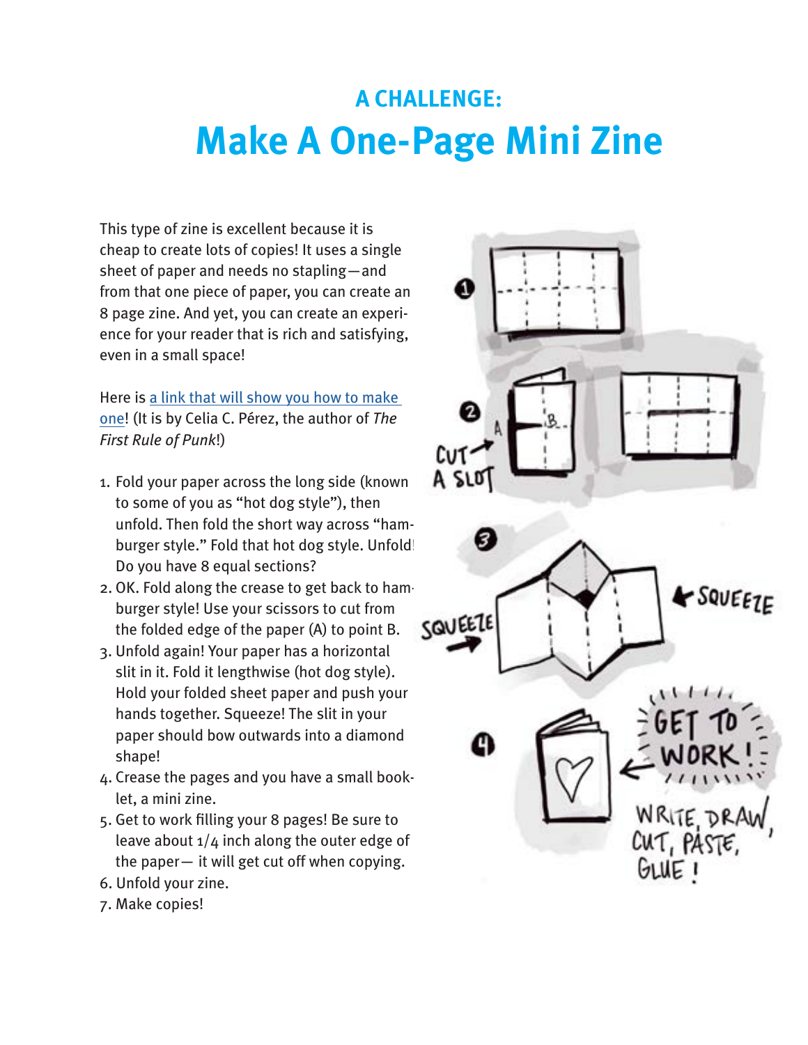### A CHALLENGE:

# Make A One-Page Mini Zine

This type of zine is excellent because it is cheap to create lots of copies! It uses a single sheet of paper and needs no stapling—and from that one piece of paper, you can create an 8 page zine. And yet, you can create an experience for your reader that is rich and satisfying, even in a small space!

Here is a link that will show you how to make one! (It is by Celia C. Pérez, the author of *The First Rule of Punk*!)

1. Fold your paper across the long side (known to some of you as "hot dog style"), then unfold. Then fold the short way across "hamburger style." Fold that hot dog style. Unfold! Do you have 8 equal sections?
2. OK. Fold along the crease to get back to hamburger style! Use your scissors to cut from the folded edge of the paper (A) to point B.
3. Unfold again! Your paper has a horizontal slit in it. Fold it lengthwise (hot dog style). Hold your folded sheet paper and push your hands together. Squeeze! The slit in your paper should bow outwards into a diamond shape!
4. Crease the pages and you have a small booklet, a mini zine.
5. Get to work filling your 8 pages! Be sure to leave about 1/4 inch along the outer edge of the paper— it will get cut off when copying.
6. Unfold your zine.
7. Make copies!

1

2

CUT A SLOT

A

B

3

SQUEEZE

SQUEEZE

4

GET TO WORK!

WRITE, DRAW, CUT, PASTE, GLUE!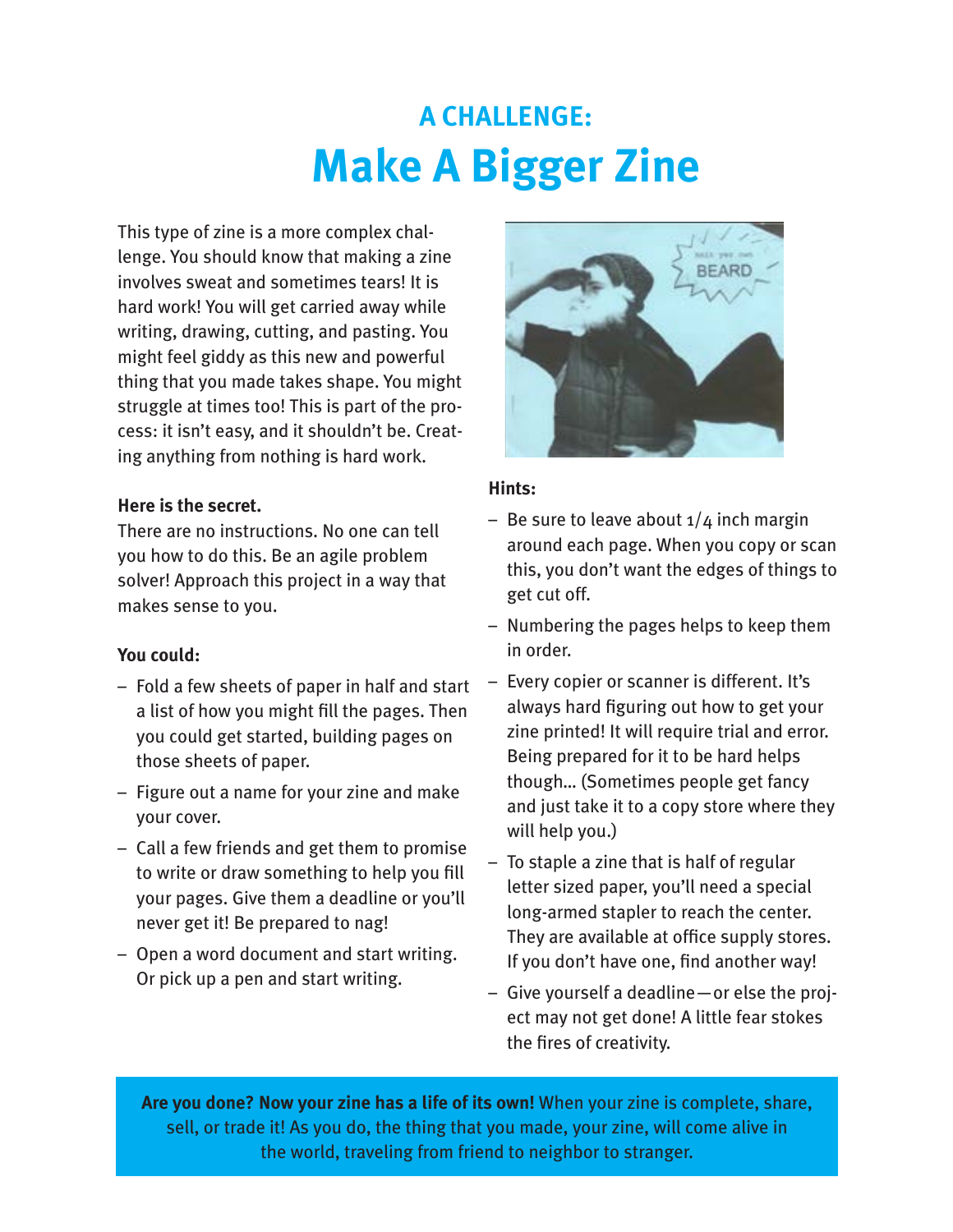## A CHALLENGE:

# Make A Bigger Zine

This type of zine is a more complex challenge. You should know that making a zine involves sweat and sometimes tears! It is hard work! You will get carried away while writing, drawing, cutting, and pasting. You might feel giddy as this new and powerful thing that you made takes shape. You might struggle at times too! This is part of the process: it isn't easy, and it shouldn't be. Creating anything from nothing is hard work.

**Here is the secret.**
There are no instructions. No one can tell you how to do this. Be an agile problem solver! Approach this project in a way that makes sense to you.

**You could:**

- Fold a few sheets of paper in half and start a list of how you might fill the pages. Then you could get started, building pages on those sheets of paper.
- Figure out a name for your zine and make your cover.
- Call a few friends and get them to promise to write or draw something to help you fill your pages. Give them a deadline or you'll never get it! Be prepared to nag!
- Open a word document and start writing. Or pick up a pen and start writing.

**Hints:**

- Be sure to leave about 1/4 inch margin around each page. When you copy or scan this, you don't want the edges of things to get cut off.
- Numbering the pages helps to keep them in order.
- Every copier or scanner is different. It's always hard figuring out how to get your zine printed! It will require trial and error. Being prepared for it to be hard helps though... (Sometimes people get fancy and just take it to a copy store where they will help you.)
- To staple a zine that is half of regular letter sized paper, you'll need a special long-armed stapler to reach the center. They are available at office supply stores. If you don't have one, find another way!
- Give yourself a deadline—or else the project may not get done! A little fear stokes the fires of creativity.

**Are you done? Now your zine has a life of its own!** When your zine is complete, share, sell, or trade it! As you do, the thing that you made, your zine, will come alive in the world, traveling from friend to neighbor to stranger.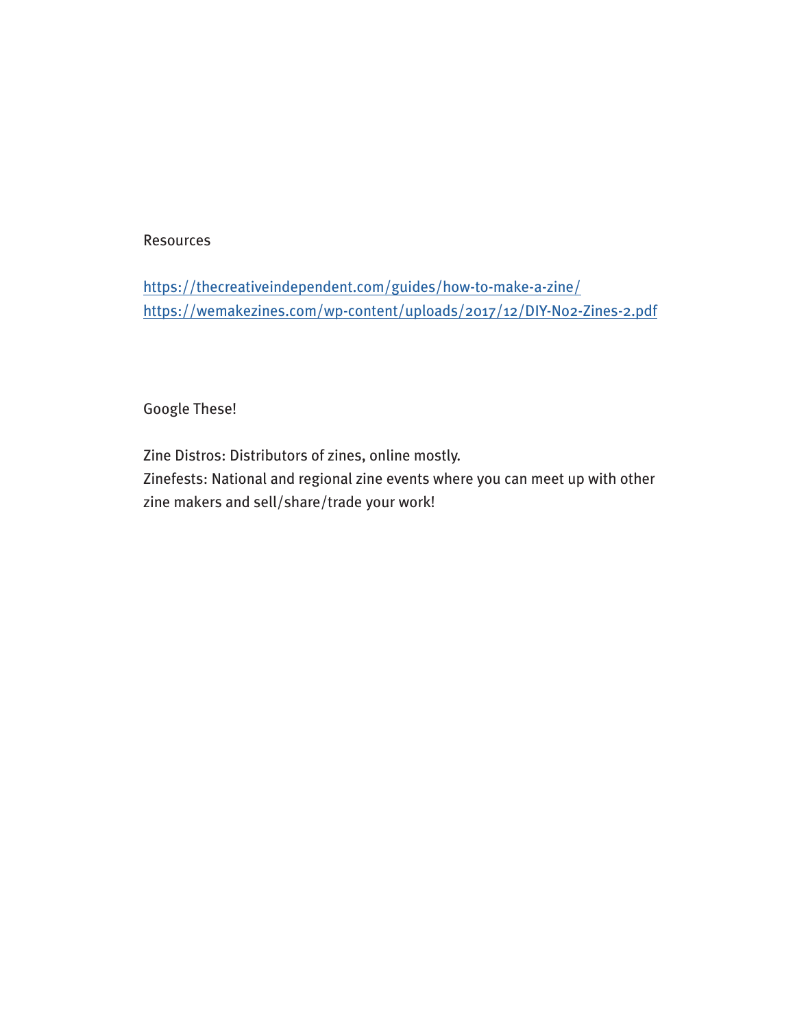Resources

https://thecreativeindependent.com/guides/how-to-make-a-zine/
https://wemakezines.com/wp-content/uploads/2017/12/DIY-No2-Zines-2.pdf

Google These!

Zine Distros: Distributors of zines, online mostly.
Zinefests: National and regional zine events where you can meet up with other zine makers and sell/share/trade your work!